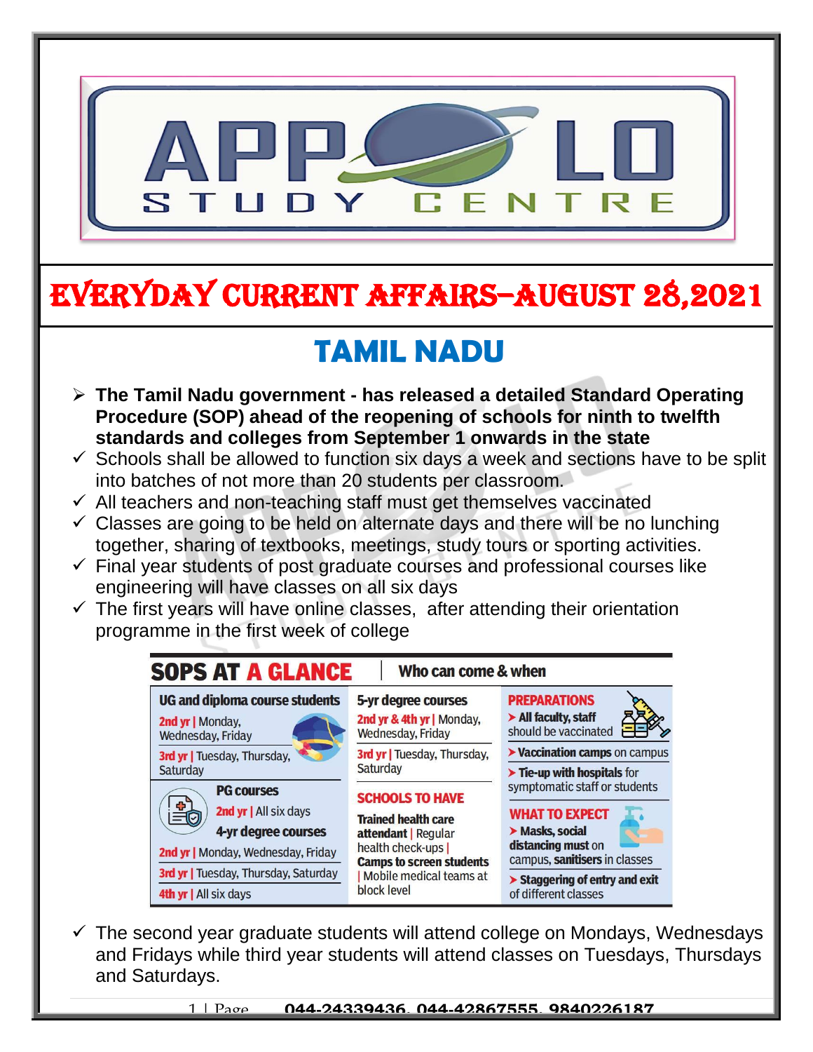# EVERYDAY CURRENT AFFAIRS–AUGUST 28,2021

## TAMIL NADU

- **The Tamil Nadu government - has released a detailed Standard Operating Procedure (SOP) ahead of the reopening of schools for ninth to twelfth standards and colleges from September 1 onwards in the state**
- ✓ Schools shall be allowed to function six days a week and sections have to be split into batches of not more than 20 students per classroom.
- ✓ All teachers and non-teaching staff must get themselves vaccinated
- ✓ Classes are going to be held on alternate days and there will be no lunching together, sharing of textbooks, meetings, study tours or sporting activities.
- ✓ Final year students of post graduate courses and professional courses like engineering will have classes on all six days
- ✓ The first years will have online classes, after attending their orientation programme in the first week of college

**SOPS AT A GLANCE** | Who can come & when

| UG and diploma course students | 5-yr degree courses | PREPARATIONS |
|---|---|---|
| 2nd yr \| Monday, Wednesday, Friday | 2nd yr & 4th yr \| Monday, Wednesday, Friday | ➤ All faculty, staff should be vaccinated |
| 3rd yr \| Tuesday, Thursday, Saturday | 3rd yr \| Tuesday, Thursday, Saturday | ➤ Vaccination camps on campus |
| **PG courses** | | ➤ Tie-up with hospitals for symptomatic staff or students |
| 2nd yr \| All six days | **SCHOOLS TO HAVE** | **WHAT TO EXPECT** |
| **4-yr degree courses** | Trained health care attendant \| Regular health check-ups \| Camps to screen students \| Mobile medical teams at block level | ➤ Masks, social distancing must on campus, sanitisers in classes |
| 2nd yr \| Monday, Wednesday, Friday | | ➤ Staggering of entry and exit of different classes |
| 3rd yr \| Tuesday, Thursday, Saturday | | |
| 4th yr \| All six days | | |

- ✓ The second year graduate students will attend college on Mondays, Wednesdays and Fridays while third year students will attend classes on Tuesdays, Thursdays and Saturdays.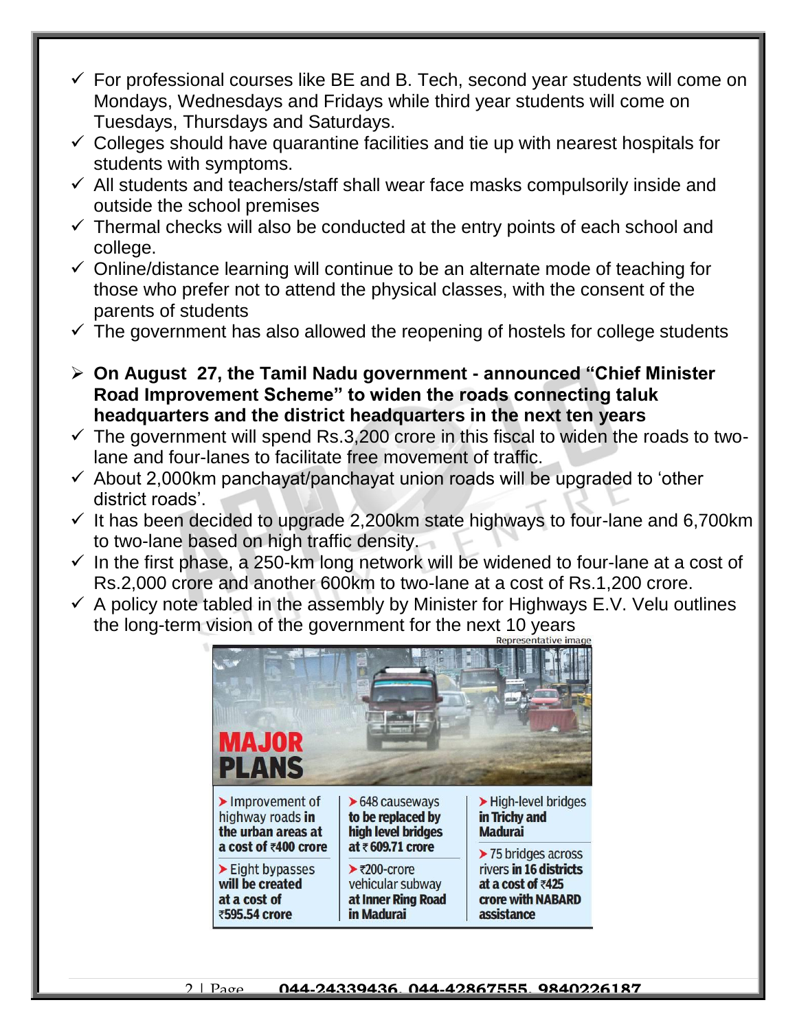- For professional courses like BE and B. Tech, second year students will come on Mondays, Wednesdays and Fridays while third year students will come on Tuesdays, Thursdays and Saturdays.
- Colleges should have quarantine facilities and tie up with nearest hospitals for students with symptoms.
- All students and teachers/staff shall wear face masks compulsorily inside and outside the school premises
- Thermal checks will also be conducted at the entry points of each school and college.
- Online/distance learning will continue to be an alternate mode of teaching for those who prefer not to attend the physical classes, with the consent of the parents of students
- The government has also allowed the reopening of hostels for college students

- **On August 27, the Tamil Nadu government - announced "Chief Minister Road Improvement Scheme" to widen the roads connecting taluk headquarters and the district headquarters in the next ten years**
- The government will spend Rs.3,200 crore in this fiscal to widen the roads to two-lane and four-lanes to facilitate free movement of traffic.
- About 2,000km panchayat/panchayat union roads will be upgraded to 'other district roads'.
- It has been decided to upgrade 2,200km state highways to four-lane and 6,700km to two-lane based on high traffic density.
- In the first phase, a 250-km long network will be widened to four-lane at a cost of Rs.2,000 crore and another 600km to two-lane at a cost of Rs.1,200 crore.
- A policy note tabled in the assembly by Minister for Highways E.V. Velu outlines the long-term vision of the government for the next 10 years

Representative image

**MAJOR PLANS**

- Improvement of highway roads **in the urban areas at a cost of ₹400 crore**
- Eight bypasses **will be created at a cost of ₹595.54 crore**
- 648 causeways **to be replaced by high level bridges at ₹609.71 crore**
- ₹200-crore vehicular subway **at Inner Ring Road in Madurai**
- High-level bridges **in Trichy and Madurai**
- 75 bridges across rivers **in 16 districts at a cost of ₹425 crore with NABARD assistance**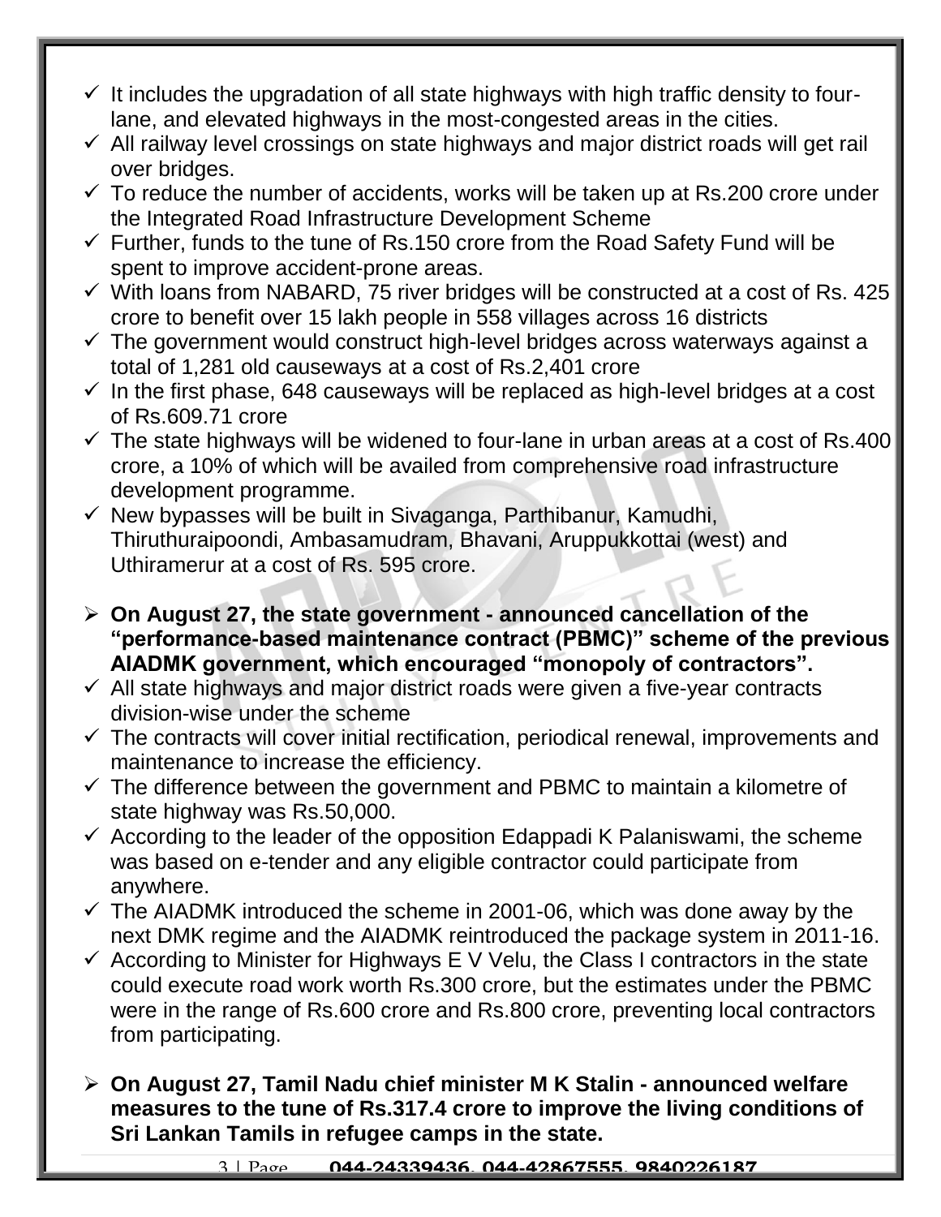- ✓ It includes the upgradation of all state highways with high traffic density to four-lane, and elevated highways in the most-congested areas in the cities.
- ✓ All railway level crossings on state highways and major district roads will get rail over bridges.
- ✓ To reduce the number of accidents, works will be taken up at Rs.200 crore under the Integrated Road Infrastructure Development Scheme
- ✓ Further, funds to the tune of Rs.150 crore from the Road Safety Fund will be spent to improve accident-prone areas.
- ✓ With loans from NABARD, 75 river bridges will be constructed at a cost of Rs. 425 crore to benefit over 15 lakh people in 558 villages across 16 districts
- ✓ The government would construct high-level bridges across waterways against a total of 1,281 old causeways at a cost of Rs.2,401 crore
- ✓ In the first phase, 648 causeways will be replaced as high-level bridges at a cost of Rs.609.71 crore
- ✓ The state highways will be widened to four-lane in urban areas at a cost of Rs.400 crore, a 10% of which will be availed from comprehensive road infrastructure development programme.
- ✓ New bypasses will be built in Sivaganga, Parthibanur, Kamudhi, Thiruthuraipoondi, Ambasamudram, Bhavani, Aruppukkottai (west) and Uthiramerur at a cost of Rs. 595 crore.

- ➢ **On August 27, the state government - announced cancellation of the "performance-based maintenance contract (PBMC)" scheme of the previous AIADMK government, which encouraged "monopoly of contractors".**
- ✓ All state highways and major district roads were given a five-year contracts division-wise under the scheme
- ✓ The contracts will cover initial rectification, periodical renewal, improvements and maintenance to increase the efficiency.
- ✓ The difference between the government and PBMC to maintain a kilometre of state highway was Rs.50,000.
- ✓ According to the leader of the opposition Edappadi K Palaniswami, the scheme was based on e-tender and any eligible contractor could participate from anywhere.
- ✓ The AIADMK introduced the scheme in 2001-06, which was done away by the next DMK regime and the AIADMK reintroduced the package system in 2011-16.
- ✓ According to Minister for Highways E V Velu, the Class I contractors in the state could execute road work worth Rs.300 crore, but the estimates under the PBMC were in the range of Rs.600 crore and Rs.800 crore, preventing local contractors from participating.

- ➢ **On August 27, Tamil Nadu chief minister M K Stalin - announced welfare measures to the tune of Rs.317.4 crore to improve the living conditions of Sri Lankan Tamils in refugee camps in the state.**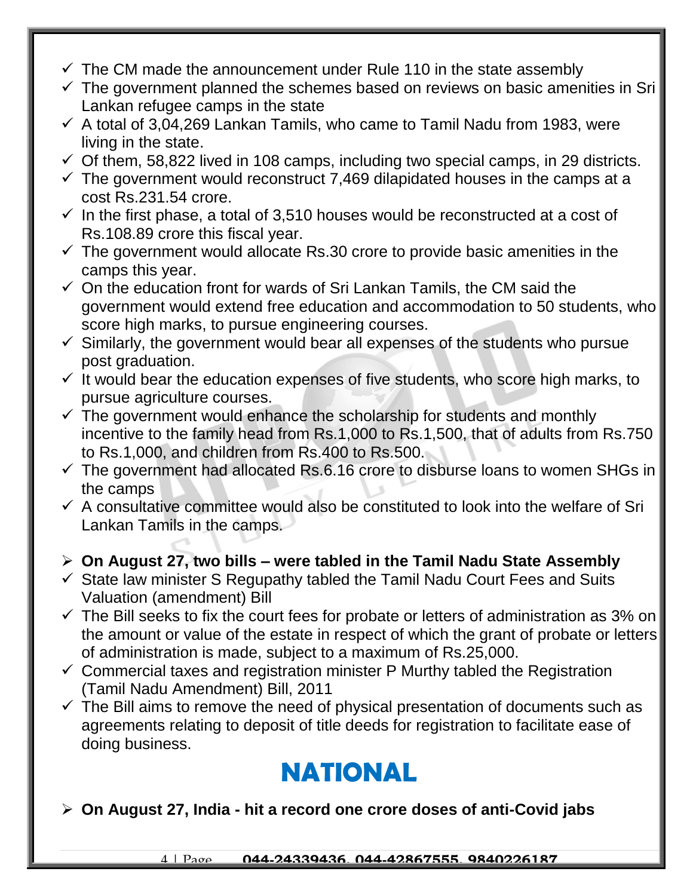- ✓ The CM made the announcement under Rule 110 in the state assembly
- ✓ The government planned the schemes based on reviews on basic amenities in Sri Lankan refugee camps in the state
- ✓ A total of 3,04,269 Lankan Tamils, who came to Tamil Nadu from 1983, were living in the state.
- ✓ Of them, 58,822 lived in 108 camps, including two special camps, in 29 districts.
- ✓ The government would reconstruct 7,469 dilapidated houses in the camps at a cost Rs.231.54 crore.
- ✓ In the first phase, a total of 3,510 houses would be reconstructed at a cost of Rs.108.89 crore this fiscal year.
- ✓ The government would allocate Rs.30 crore to provide basic amenities in the camps this year.
- ✓ On the education front for wards of Sri Lankan Tamils, the CM said the government would extend free education and accommodation to 50 students, who score high marks, to pursue engineering courses.
- ✓ Similarly, the government would bear all expenses of the students who pursue post graduation.
- ✓ It would bear the education expenses of five students, who score high marks, to pursue agriculture courses.
- ✓ The government would enhance the scholarship for students and monthly incentive to the family head from Rs.1,000 to Rs.1,500, that of adults from Rs.750 to Rs.1,000, and children from Rs.400 to Rs.500.
- ✓ The government had allocated Rs.6.16 crore to disburse loans to women SHGs in the camps
- ✓ A consultative committee would also be constituted to look into the welfare of Sri Lankan Tamils in the camps.

- **On August 27, two bills – were tabled in the Tamil Nadu State Assembly**
- ✓ State law minister S Regupathy tabled the Tamil Nadu Court Fees and Suits Valuation (amendment) Bill
- ✓ The Bill seeks to fix the court fees for probate or letters of administration as 3% on the amount or value of the estate in respect of which the grant of probate or letters of administration is made, subject to a maximum of Rs.25,000.
- ✓ Commercial taxes and registration minister P Murthy tabled the Registration (Tamil Nadu Amendment) Bill, 2011
- ✓ The Bill aims to remove the need of physical presentation of documents such as agreements relating to deposit of title deeds for registration to facilitate ease of doing business.

# NATIONAL

- **On August 27, India - hit a record one crore doses of anti-Covid jabs**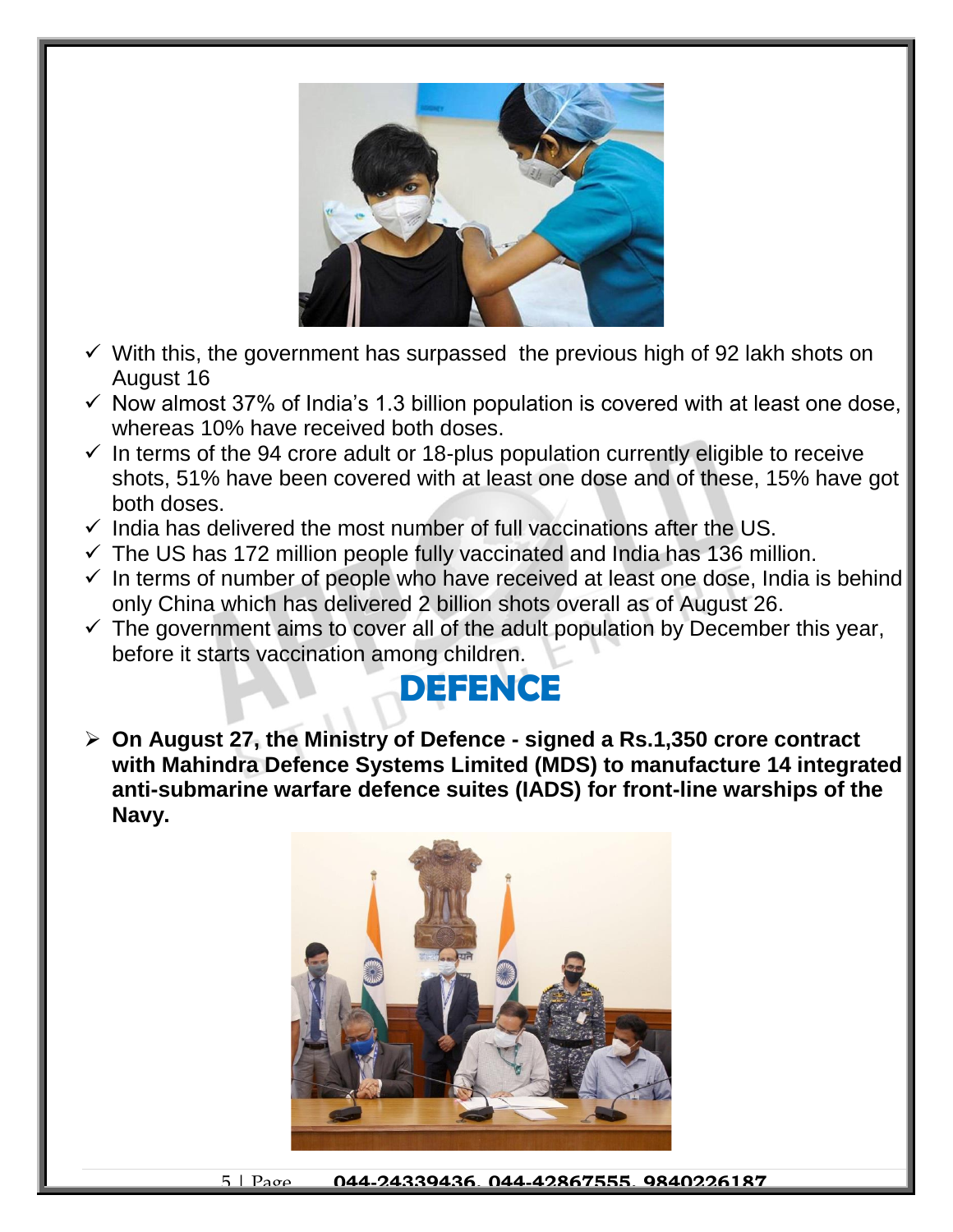- ✓ With this, the government has surpassed the previous high of 92 lakh shots on August 16
- ✓ Now almost 37% of India's 1.3 billion population is covered with at least one dose, whereas 10% have received both doses.
- ✓ In terms of the 94 crore adult or 18-plus population currently eligible to receive shots, 51% have been covered with at least one dose and of these, 15% have got both doses.
- ✓ India has delivered the most number of full vaccinations after the US.
- ✓ The US has 172 million people fully vaccinated and India has 136 million.
- ✓ In terms of number of people who have received at least one dose, India is behind only China which has delivered 2 billion shots overall as of August 26.
- ✓ The government aims to cover all of the adult population by December this year, before it starts vaccination among children.

# DEFENCE

- **On August 27, the Ministry of Defence - signed a Rs.1,350 crore contract with Mahindra Defence Systems Limited (MDS) to manufacture 14 integrated anti-submarine warfare defence suites (IADS) for front-line warships of the Navy.**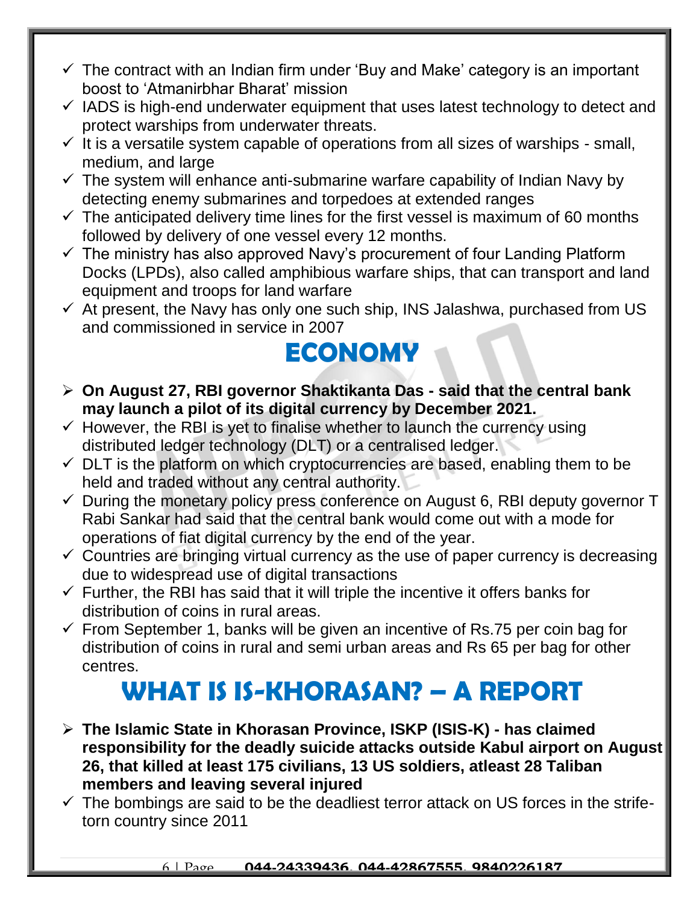- ✓ The contract with an Indian firm under 'Buy and Make' category is an important boost to 'Atmanirbhar Bharat' mission
- ✓ IADS is high-end underwater equipment that uses latest technology to detect and protect warships from underwater threats.
- ✓ It is a versatile system capable of operations from all sizes of warships - small, medium, and large
- ✓ The system will enhance anti-submarine warfare capability of Indian Navy by detecting enemy submarines and torpedoes at extended ranges
- ✓ The anticipated delivery time lines for the first vessel is maximum of 60 months followed by delivery of one vessel every 12 months.
- ✓ The ministry has also approved Navy's procurement of four Landing Platform Docks (LPDs), also called amphibious warfare ships, that can transport and land equipment and troops for land warfare
- ✓ At present, the Navy has only one such ship, INS Jalashwa, purchased from US and commissioned in service in 2007

# ECONOMY

- ➢ **On August 27, RBI governor Shaktikanta Das - said that the central bank may launch a pilot of its digital currency by December 2021.**
- ✓ However, the RBI is yet to finalise whether to launch the currency using distributed ledger technology (DLT) or a centralised ledger.
- ✓ DLT is the platform on which cryptocurrencies are based, enabling them to be held and traded without any central authority.
- ✓ During the monetary policy press conference on August 6, RBI deputy governor T Rabi Sankar had said that the central bank would come out with a mode for operations of fiat digital currency by the end of the year.
- ✓ Countries are bringing virtual currency as the use of paper currency is decreasing due to widespread use of digital transactions
- ✓ Further, the RBI has said that it will triple the incentive it offers banks for distribution of coins in rural areas.
- ✓ From September 1, banks will be given an incentive of Rs.75 per coin bag for distribution of coins in rural and semi urban areas and Rs 65 per bag for other centres.

# WHAT IS IS-KHORASAN? – A REPORT

- ➢ **The Islamic State in Khorasan Province, ISKP (ISIS-K) - has claimed responsibility for the deadly suicide attacks outside Kabul airport on August 26, that killed at least 175 civilians, 13 US soldiers, atleast 28 Taliban members and leaving several injured**
- ✓ The bombings are said to be the deadliest terror attack on US forces in the strife-torn country since 2011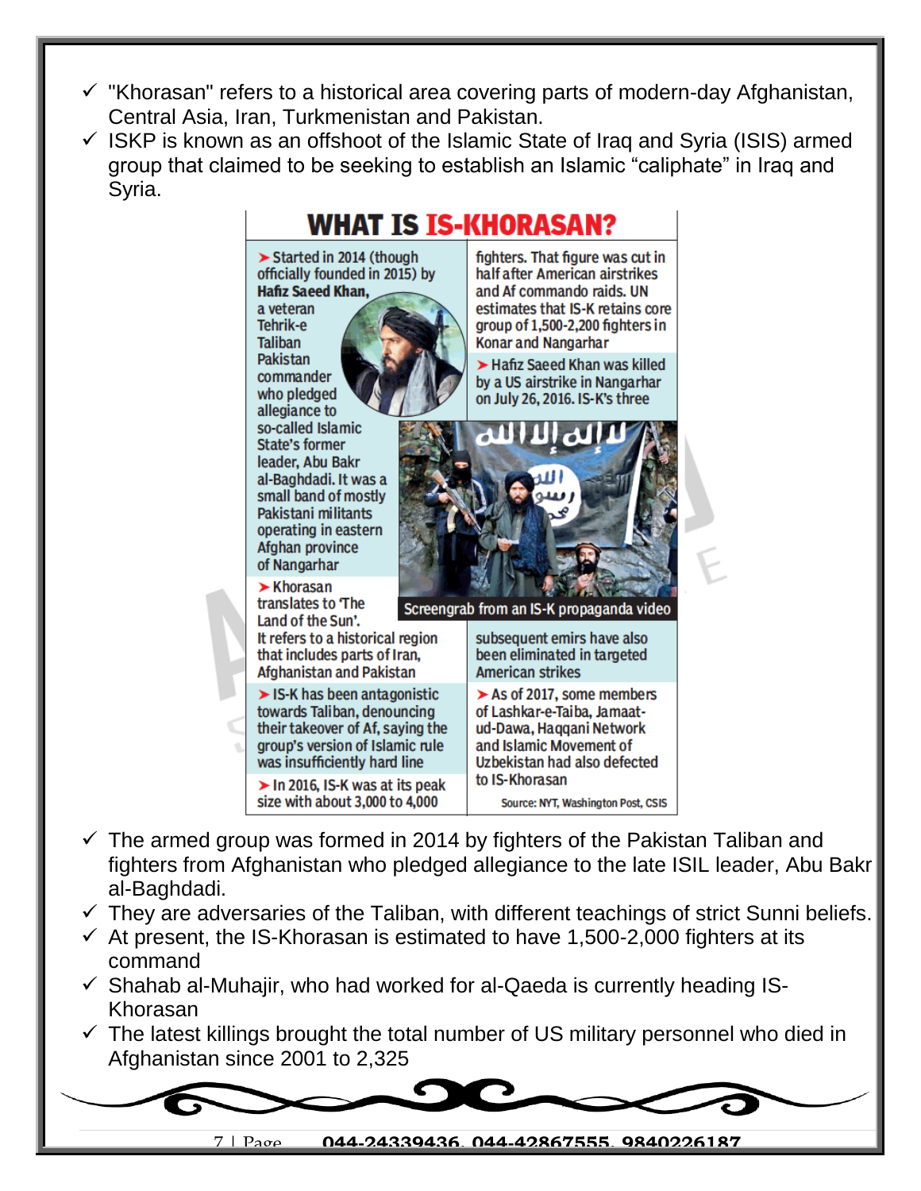- ✓ "Khorasan" refers to a historical area covering parts of modern-day Afghanistan, Central Asia, Iran, Turkmenistan and Pakistan.
- ✓ ISKP is known as an offshoot of the Islamic State of Iraq and Syria (ISIS) armed group that claimed to be seeking to establish an Islamic "caliphate" in Iraq and Syria.

## WHAT IS IS-KHORASAN?

➤ Started in 2014 (though officially founded in 2015) by **Hafiz Saeed Khan,** a veteran Tehrik-e Taliban Pakistan commander who pledged allegiance to so-called Islamic State's former leader, Abu Bakr al-Baghdadi. It was a small band of mostly Pakistani militants operating in eastern Afghan province of Nangarhar

➤ Khorasan translates to 'The Land of the Sun'. It refers to a historical region that includes parts of Iran, Afghanistan and Pakistan

➤ IS-K has been antagonistic towards Taliban, denouncing their takeover of Af, saying the group's version of Islamic rule was insufficiently hard line

➤ In 2016, IS-K was at its peak size with about 3,000 to 4,000 fighters. That figure was cut in half after American airstrikes and Af commando raids. UN estimates that IS-K retains core group of 1,500-2,200 fighters in Konar and Nangarhar

➤ Hafiz Saeed Khan was killed by a US airstrike in Nangarhar on July 26, 2016. IS-K's three subsequent emirs have also been eliminated in targeted American strikes

Screengrab from an IS-K propaganda video

➤ As of 2017, some members of Lashkar-e-Taiba, Jamaat-ud-Dawa, Haqqani Network and Islamic Movement of Uzbekistan had also defected to IS-Khorasan

Source: NYT, Washington Post, CSIS

- ✓ The armed group was formed in 2014 by fighters of the Pakistan Taliban and fighters from Afghanistan who pledged allegiance to the late ISIL leader, Abu Bakr al-Baghdadi.
- ✓ They are adversaries of the Taliban, with different teachings of strict Sunni beliefs.
- ✓ At present, the IS-Khorasan is estimated to have 1,500-2,000 fighters at its command
- ✓ Shahab al-Muhajir, who had worked for al-Qaeda is currently heading IS-Khorasan
- ✓ The latest killings brought the total number of US military personnel who died in Afghanistan since 2001 to 2,325